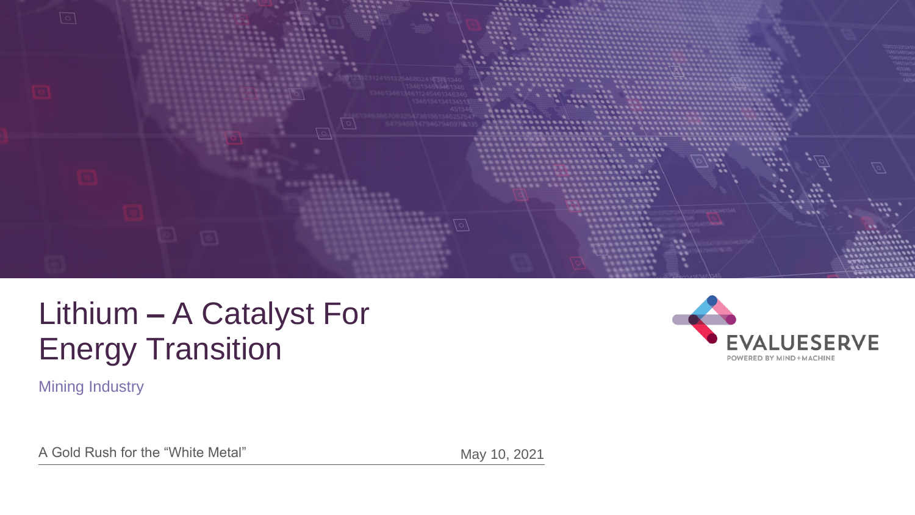# Lithium – A Catalyst For Energy Transition

Mining Industry

EVALUESERVE
POWERED BY MIND+MACHINE

A Gold Rush for the "White Metal"

May 10, 2021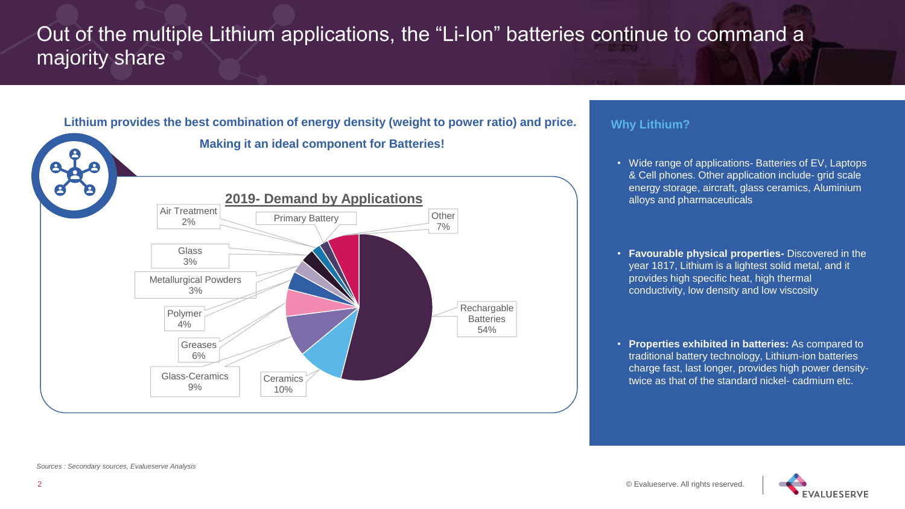# Out of the multiple Lithium applications, the "Li-Ion" batteries continue to command a majority share

**Lithium provides the best combination of energy density (weight to power ratio) and price.**

**Making it an ideal component for Batteries!**

## 2019- Demand by Applications

| Application | Share |
|---|---|
| Rechargable Batteries | 54% |
| Ceramics | 10% |
| Glass-Ceramics | 9% |
| Greases | 6% |
| Polymer | 4% |
| Metallurgical Powders | 3% |
| Glass | 3% |
| Air Treatment | 2% |
| Primary Battery | |
| Other | 7% |

## Why Lithium?

- Wide range of applications- Batteries of EV, Laptops & Cell phones. Other application include- grid scale energy storage, aircraft, glass ceramics, Aluminium alloys and pharmaceuticals
- **Favourable physical properties-** Discovered in the year 1817, Lithium is a lightest solid metal, and it provides high specific heat, high thermal conductivity, low density and low viscosity
- **Properties exhibited in batteries:** As compared to traditional battery technology, Lithium-ion batteries charge fast, last longer, provides high power density- twice as that of the standard nickel- cadmium etc.

*Sources : Secondary sources, Evalueserve Analysis*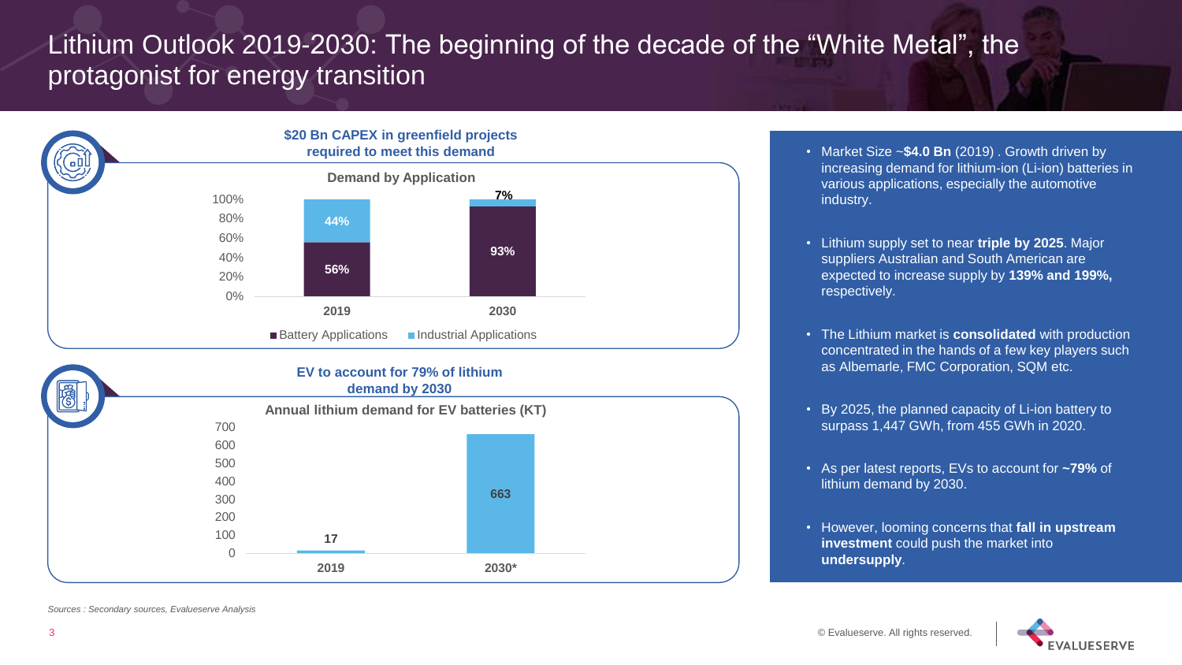# Lithium Outlook 2019-2030: The beginning of the decade of the "White Metal", the protagonist for energy transition

**$20 Bn CAPEX in greenfield projects required to meet this demand**

**Demand by Application**

| | 2019 | 2030 |
|---|---|---|
| Battery Applications | 56% | 93% |
| Industrial Applications | 44% | 7% |

**EV to account for 79% of lithium demand by 2030**

**Annual lithium demand for EV batteries (KT)**

| 2019 | 2030* |
|---|---|
| 17 | 663 |

- Market Size ~**$4.0 Bn** (2019) . Growth driven by increasing demand for lithium-ion (Li-ion) batteries in various applications, especially the automotive industry.
- Lithium supply set to near **triple by 2025**. Major suppliers Australian and South American are expected to increase supply by **139% and 199%,** respectively.
- The Lithium market is **consolidated** with production concentrated in the hands of a few key players such as Albemarle, FMC Corporation, SQM etc.
- By 2025, the planned capacity of Li-ion battery to surpass 1,447 GWh, from 455 GWh in 2020.
- As per latest reports, EVs to account for **~79%** of lithium demand by 2030.
- However, looming concerns that **fall in upstream investment** could push the market into **undersupply**.

*Sources : Secondary sources, Evalueserve Analysis*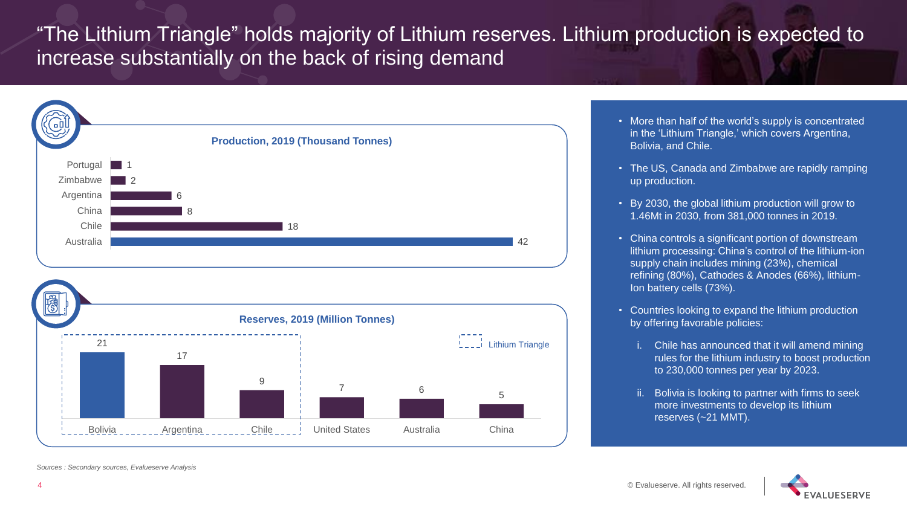# "The Lithium Triangle" holds majority of Lithium reserves. Lithium production is expected to increase substantially on the back of rising demand

**Production, 2019 (Thousand Tonnes)**

| Country | Production |
| --- | --- |
| Portugal | 1 |
| Zimbabwe | 2 |
| Argentina | 6 |
| China | 8 |
| Chile | 18 |
| Australia | 42 |

**Reserves, 2019 (Million Tonnes)**

| Country | Reserves |
| --- | --- |
| Bolivia | 21 |
| Argentina | 17 |
| Chile | 9 |
| United States | 7 |
| Australia | 6 |
| China | 5 |

Lithium Triangle: Bolivia, Argentina, Chile

- More than half of the world's supply is concentrated in the 'Lithium Triangle,' which covers Argentina, Bolivia, and Chile.
- The US, Canada and Zimbabwe are rapidly ramping up production.
- By 2030, the global lithium production will grow to 1.46Mt in 2030, from 381,000 tonnes in 2019.
- China controls a significant portion of downstream lithium processing: China's control of the lithium-ion supply chain includes mining (23%), chemical refining (80%), Cathodes & Anodes (66%), lithium-Ion battery cells (73%).
- Countries looking to expand the lithium production by offering favorable policies:
  - i. Chile has announced that it will amend mining rules for the lithium industry to boost production to 230,000 tonnes per year by 2023.
  - ii. Bolivia is looking to partner with firms to seek more investments to develop its lithium reserves (~21 MMT).

*Sources : Secondary sources, Evalueserve Analysis*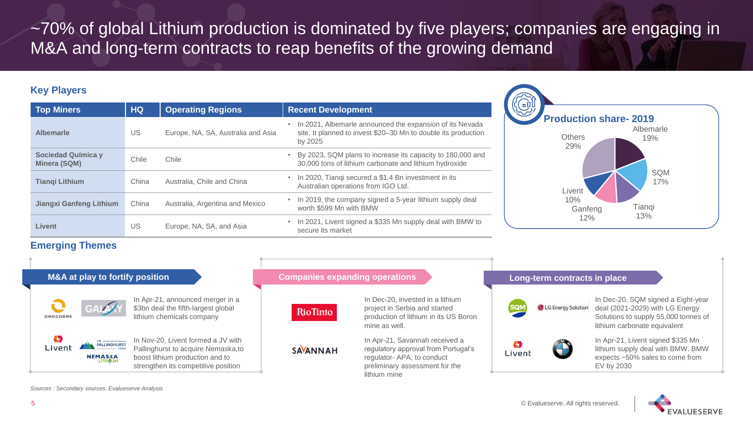# ~70% of global Lithium production is dominated by five players; companies are engaging in M&A and long-term contracts to reap benefits of the growing demand

## Key Players

| Top Miners | HQ | Operating Regions | Recent Development |
|---|---|---|---|
| **Albemarle** | US | Europe, NA, SA, Australia and Asia | • In 2021, Albemarle announced the expansion of its Nevada site. It planned to invest $20–30 Mn to double its production by 2025 |
| **Sociedad Química y Minera (SQM)** | Chile | Chile | • By 2023, SQM plans to increase its capacity to 180,000 and 30,000 tons of lithium carbonate and lithium hydroxide |
| **Tianqi Lithium** | China | Australia, Chile and China | • In 2020, Tianqi secured a $1.4 Bn investment in its Australian operations from IGO Ltd. |
| **Jiangxi Ganfeng Lithium** | China | Australia, Argentina and Mexico | • In 2019, the company signed a 5-year lithium supply deal worth $599 Mn with BMW |
| **Livent** | US | Europe, NA, SA, and Asia | • In 2021, Livent signed a $335 Mn supply deal with BMW to secure its market |

**Production share- 2019**

| Company | Share |
|---|---|
| Albemarle | 19% |
| SQM | 17% |
| Tianqi | 13% |
| Ganfeng | 12% |
| Livent | 10% |
| Others | 29% |

## Emerging Themes

### M&A at play to fortify position

In Apr-21, announced merger in a $3bn deal the fifth-largest global lithium chemicals company

In Nov-20, Livent formed a JV with Pallinghurst to acquire Nemaska,to boost lithium production and to strengthen its competitive position

### Companies expanding operations

In Dec-20, invested in a lithium project in Serbia and started production of lithium in its US Boron mine as well.

In Apr-21, Savannah received a regulatory approval from Portugal's regulator- APA, to conduct preliminary assessment for the lithium mine

### Long-term contracts in place

In Dec-20, SQM signed a Eight-year deal (2021-2029) with LG Energy Solutions to supply 55,000 tonnes of lithium carbonate equivalent

In Apr-21, Livent signed $335 Mn lithium supply deal with BMW. BMW expects ~50% sales to come from EV by 2030

*Sources : Secondary sources, Evalueserve Analysis*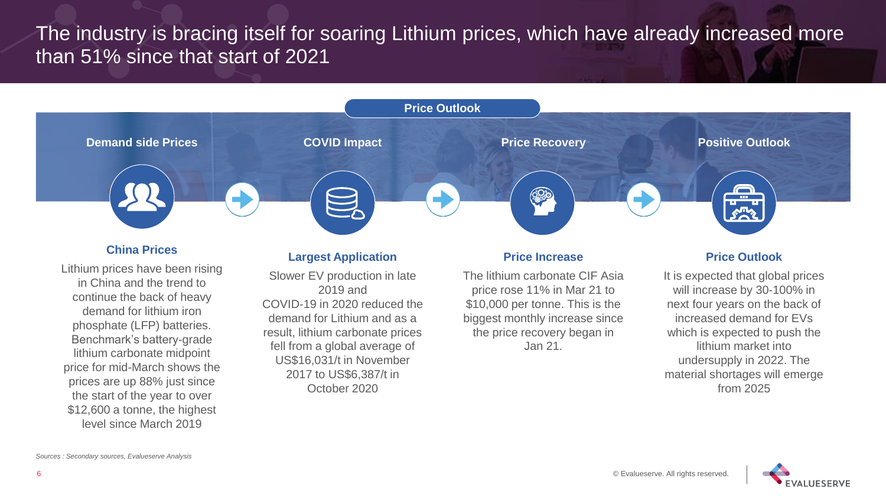# The industry is bracing itself for soaring Lithium prices, which have already increased more than 51% since that start of 2021

## Price Outlook

### Demand side Prices

**China Prices**

Lithium prices have been rising in China and the trend to continue the back of heavy demand for lithium iron phosphate (LFP) batteries. Benchmark's battery-grade lithium carbonate midpoint price for mid-March shows the prices are up 88% just since the start of the year to over $12,600 a tonne, the highest level since March 2019

### COVID Impact

**Largest Application**

Slower EV production in late 2019 and COVID-19 in 2020 reduced the demand for Lithium and as a result, lithium carbonate prices fell from a global average of US$16,031/t in November 2017 to US$6,387/t in October 2020

### Price Recovery

**Price Increase**

The lithium carbonate CIF Asia price rose 11% in Mar 21 to $10,000 per tonne. This is the biggest monthly increase since the price recovery began in Jan 21.

### Positive Outlook

**Price Outlook**

It is expected that global prices will increase by 30-100% in next four years on the back of increased demand for EVs which is expected to push the lithium market into undersupply in 2022. The material shortages will emerge from 2025

*Sources : Secondary sources, Evalueserve Analysis*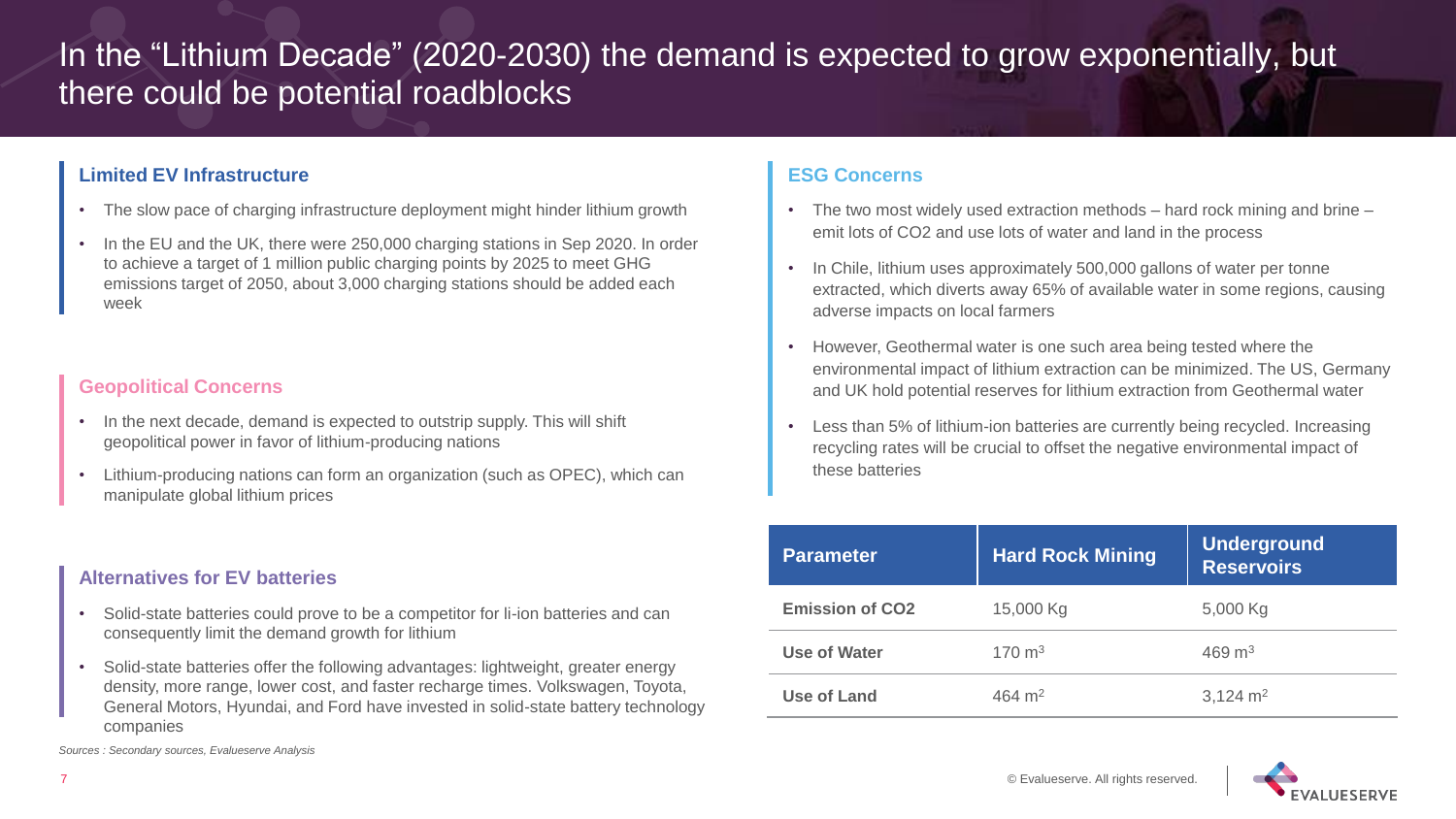# In the "Lithium Decade" (2020-2030) the demand is expected to grow exponentially, but there could be potential roadblocks

### Limited EV Infrastructure

- The slow pace of charging infrastructure deployment might hinder lithium growth
- In the EU and the UK, there were 250,000 charging stations in Sep 2020. In order to achieve a target of 1 million public charging points by 2025 to meet GHG emissions target of 2050, about 3,000 charging stations should be added each week

### Geopolitical Concerns

- In the next decade, demand is expected to outstrip supply. This will shift geopolitical power in favor of lithium-producing nations
- Lithium-producing nations can form an organization (such as OPEC), which can manipulate global lithium prices

### Alternatives for EV batteries

- Solid-state batteries could prove to be a competitor for li-ion batteries and can consequently limit the demand growth for lithium
- Solid-state batteries offer the following advantages: lightweight, greater energy density, more range, lower cost, and faster recharge times. Volkswagen, Toyota, General Motors, Hyundai, and Ford have invested in solid-state battery technology companies

### ESG Concerns

- The two most widely used extraction methods – hard rock mining and brine – emit lots of CO2 and use lots of water and land in the process
- In Chile, lithium uses approximately 500,000 gallons of water per tonne extracted, which diverts away 65% of available water in some regions, causing adverse impacts on local farmers
- However, Geothermal water is one such area being tested where the environmental impact of lithium extraction can be minimized. The US, Germany and UK hold potential reserves for lithium extraction from Geothermal water
- Less than 5% of lithium-ion batteries are currently being recycled. Increasing recycling rates will be crucial to offset the negative environmental impact of these batteries

| Parameter | Hard Rock Mining | Underground Reservoirs |
|---|---|---|
| Emission of CO2 | 15,000 Kg | 5,000 Kg |
| Use of Water | 170 $m^3$ | 469 $m^3$ |
| Use of Land | 464 $m^2$ | 3,124 $m^2$ |

*Sources : Secondary sources, Evalueserve Analysis*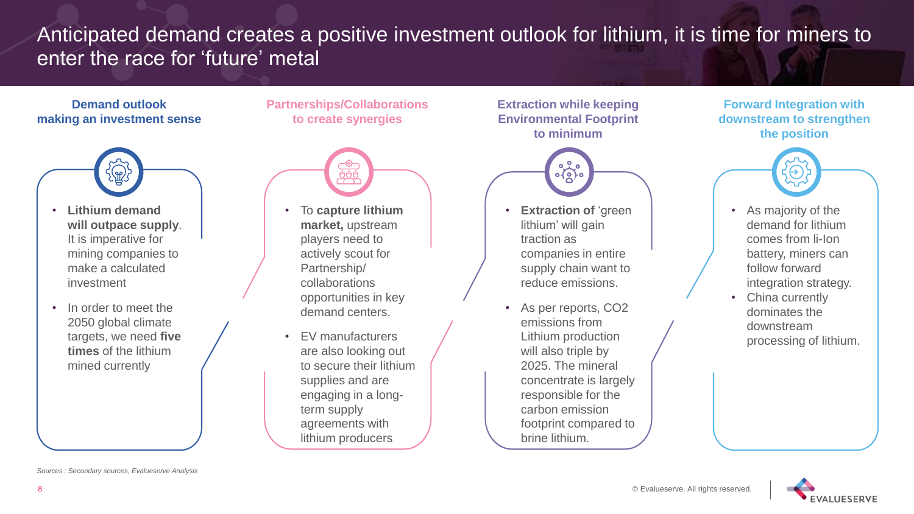# Anticipated demand creates a positive investment outlook for lithium, it is time for miners to enter the race for 'future' metal

### Demand outlook making an investment sense

- **Lithium demand will outpace supply**. It is imperative for mining companies to make a calculated investment
- In order to meet the 2050 global climate targets, we need **five times** of the lithium mined currently

### Partnerships/Collaborations to create synergies

- To **capture lithium market,** upstream players need to actively scout for Partnership/ collaborations opportunities in key demand centers.
- EV manufacturers are also looking out to secure their lithium supplies and are engaging in a long-term supply agreements with lithium producers

### Extraction while keeping Environmental Footprint to minimum

- **Extraction of** 'green lithium' will gain traction as companies in entire supply chain want to reduce emissions.
- As per reports, $CO_2$ emissions from Lithium production will also triple by 2025. The mineral concentrate is largely responsible for the carbon emission footprint compared to brine lithium.

### Forward Integration with downstream to strengthen the position

- As majority of the demand for lithium comes from li-Ion battery, miners can follow forward integration strategy.
- China currently dominates the downstream processing of lithium.

*Sources : Secondary sources, Evalueserve Analysis*

© Evalueserve. All rights reserved.